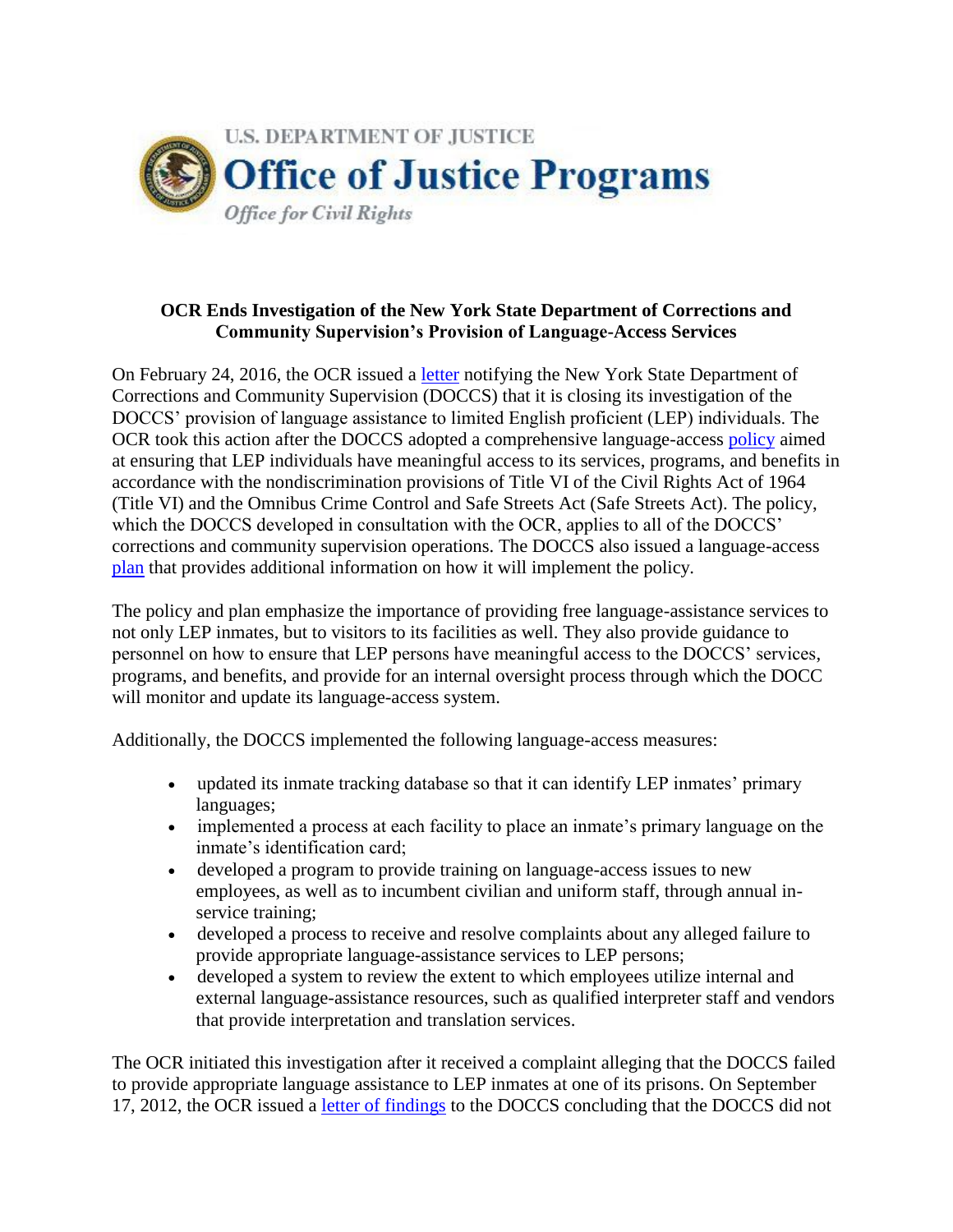U.S. DEPARTMENT OF JUSTICE

**Office of Justice Programs**

*Office for Civil Rights*

**OCR Ends Investigation of the New York State Department of Corrections and Community Supervision's Provision of Language-Access Services**

On February 24, 2016, the OCR issued a letter notifying the New York State Department of Corrections and Community Supervision (DOCCS) that it is closing its investigation of the DOCCS' provision of language assistance to limited English proficient (LEP) individuals. The OCR took this action after the DOCCS adopted a comprehensive language-access policy aimed at ensuring that LEP individuals have meaningful access to its services, programs, and benefits in accordance with the nondiscrimination provisions of Title VI of the Civil Rights Act of 1964 (Title VI) and the Omnibus Crime Control and Safe Streets Act (Safe Streets Act). The policy, which the DOCCS developed in consultation with the OCR, applies to all of the DOCCS' corrections and community supervision operations. The DOCCS also issued a language-access plan that provides additional information on how it will implement the policy.

The policy and plan emphasize the importance of providing free language-assistance services to not only LEP inmates, but to visitors to its facilities as well. They also provide guidance to personnel on how to ensure that LEP persons have meaningful access to the DOCCS' services, programs, and benefits, and provide for an internal oversight process through which the DOCC will monitor and update its language-access system.

Additionally, the DOCCS implemented the following language-access measures:

- updated its inmate tracking database so that it can identify LEP inmates' primary languages;
- implemented a process at each facility to place an inmate's primary language on the inmate's identification card;
- developed a program to provide training on language-access issues to new employees, as well as to incumbent civilian and uniform staff, through annual in-service training;
- developed a process to receive and resolve complaints about any alleged failure to provide appropriate language-assistance services to LEP persons;
- developed a system to review the extent to which employees utilize internal and external language-assistance resources, such as qualified interpreter staff and vendors that provide interpretation and translation services.

The OCR initiated this investigation after it received a complaint alleging that the DOCCS failed to provide appropriate language assistance to LEP inmates at one of its prisons. On September 17, 2012, the OCR issued a letter of findings to the DOCCS concluding that the DOCCS did not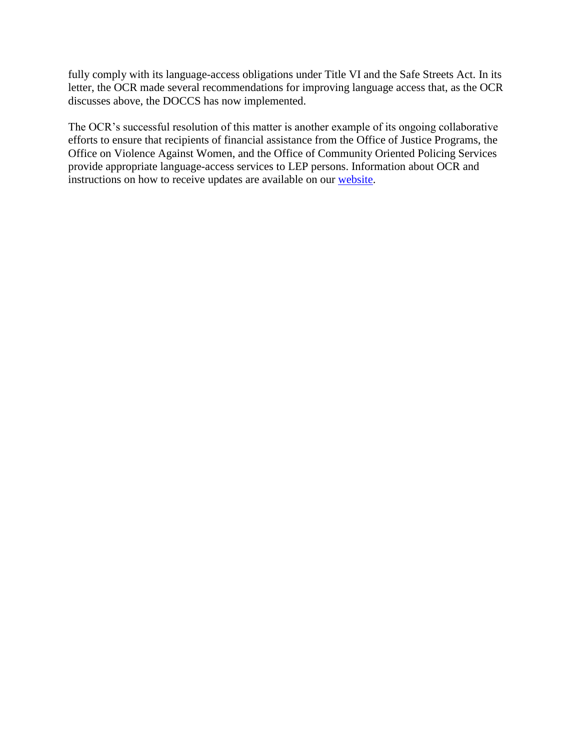fully comply with its language-access obligations under Title VI and the Safe Streets Act. In its letter, the OCR made several recommendations for improving language access that, as the OCR discusses above, the DOCCS has now implemented.

The OCR's successful resolution of this matter is another example of its ongoing collaborative efforts to ensure that recipients of financial assistance from the Office of Justice Programs, the Office on Violence Against Women, and the Office of Community Oriented Policing Services provide appropriate language-access services to LEP persons. Information about OCR and instructions on how to receive updates are available on our website.